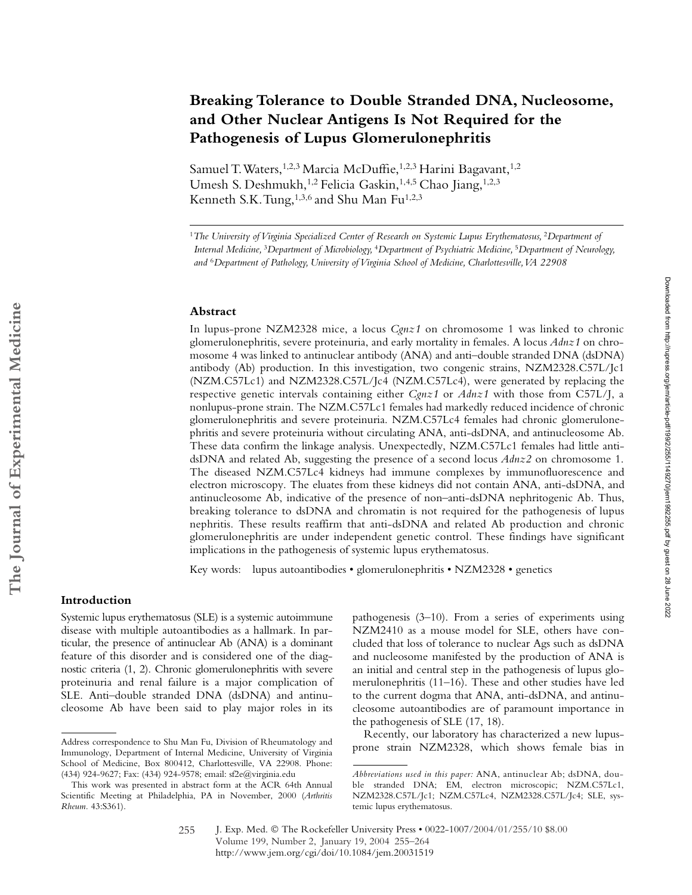# Breaking Tolerance to Double Stranded DNA, Nucleosome, and Other Nuclear Antigens Is Not Required for the Pathogenesis of Lupus Glomerulonephritis

Samuel T. Waters,[1,2,3] Marcia McDuffie,[1,2,3] Harini Bagavant,[1,2] Umesh S. Deshmukh,[1,2] Felicia Gaskin,[1,4,5] Chao Jiang,[1,2,3] Kenneth S.K. Tung,[1,3,6] and Shu Man Fu[1,2,3]

[1]*The University of Virginia Specialized Center of Research on Systemic Lupus Erythematosus,* [2]*Department of Internal Medicine,* [3]*Department of Microbiology,* [4]*Department of Psychiatric Medicine,* [5]*Department of Neurology, and* [6]*Department of Pathology, University of Virginia School of Medicine, Charlottesville, VA 22908*

## Abstract

In lupus-prone NZM2328 mice, a locus *Cgnz1* on chromosome 1 was linked to chronic glomerulonephritis, severe proteinuria, and early mortality in females. A locus *Adnz1* on chromosome 4 was linked to antinuclear antibody (ANA) and anti–double stranded DNA (dsDNA) antibody (Ab) production. In this investigation, two congenic strains, NZM2328.C57L/Jc1 (NZM.C57Lc1) and NZM2328.C57L/Jc4 (NZM.C57Lc4), were generated by replacing the respective genetic intervals containing either *Cgnz1* or *Adnz1* with those from C57L/J, a nonlupus-prone strain. The NZM.C57Lc1 females had markedly reduced incidence of chronic glomerulonephritis and severe proteinuria. NZM.C57Lc4 females had chronic glomerulonephritis and severe proteinuria without circulating ANA, anti-dsDNA, and antinucleosome Ab. These data confirm the linkage analysis. Unexpectedly, NZM.C57Lc1 females had little anti-dsDNA and related Ab, suggesting the presence of a second locus *Adnz2* on chromosome 1. The diseased NZM.C57Lc4 kidneys had immune complexes by immunofluorescence and electron microscopy. The eluates from these kidneys did not contain ANA, anti-dsDNA, and antinucleosome Ab, indicative of the presence of non–anti-dsDNA nephritogenic Ab. Thus, breaking tolerance to dsDNA and chromatin is not required for the pathogenesis of lupus nephritis. These results reaffirm that anti-dsDNA and related Ab production and chronic glomerulonephritis are under independent genetic control. These findings have significant implications in the pathogenesis of systemic lupus erythematosus.

Key words: lupus autoantibodies • glomerulonephritis • NZM2328 • genetics

## Introduction

Systemic lupus erythematosus (SLE) is a systemic autoimmune disease with multiple autoantibodies as a hallmark. In particular, the presence of antinuclear Ab (ANA) is a dominant feature of this disorder and is considered one of the diagnostic criteria (1, 2). Chronic glomerulonephritis with severe proteinuria and renal failure is a major complication of SLE. Anti–double stranded DNA (dsDNA) and antinucleosome Ab have been said to play major roles in its pathogenesis (3–10). From a series of experiments using NZM2410 as a mouse model for SLE, others have concluded that loss of tolerance to nuclear Ags such as dsDNA and nucleosome manifested by the production of ANA is an initial and central step in the pathogenesis of lupus glomerulonephritis (11–16). These and other studies have led to the current dogma that ANA, anti-dsDNA, and antinucleosome autoantibodies are of paramount importance in the pathogenesis of SLE (17, 18).

Recently, our laboratory has characterized a new lupus-prone strain NZM2328, which shows female bias in

---

Address correspondence to Shu Man Fu, Division of Rheumatology and Immunology, Department of Internal Medicine, University of Virginia School of Medicine, Box 800412, Charlottesville, VA 22908. Phone: (434) 924-9627; Fax: (434) 924-9578; email: sf2e@virginia.edu

This work was presented in abstract form at the ACR 64th Annual Scientific Meeting at Philadelphia, PA in November, 2000 (*Arthritis Rheum.* 43:S361).

*Abbreviations used in this paper:* ANA, antinuclear Ab; dsDNA, double stranded DNA; EM, electron microscopic; NZM.C57Lc1, NZM2328.C57L/Jc1; NZM.C57Lc4, NZM2328.C57L/Jc4; SLE, systemic lupus erythematosus.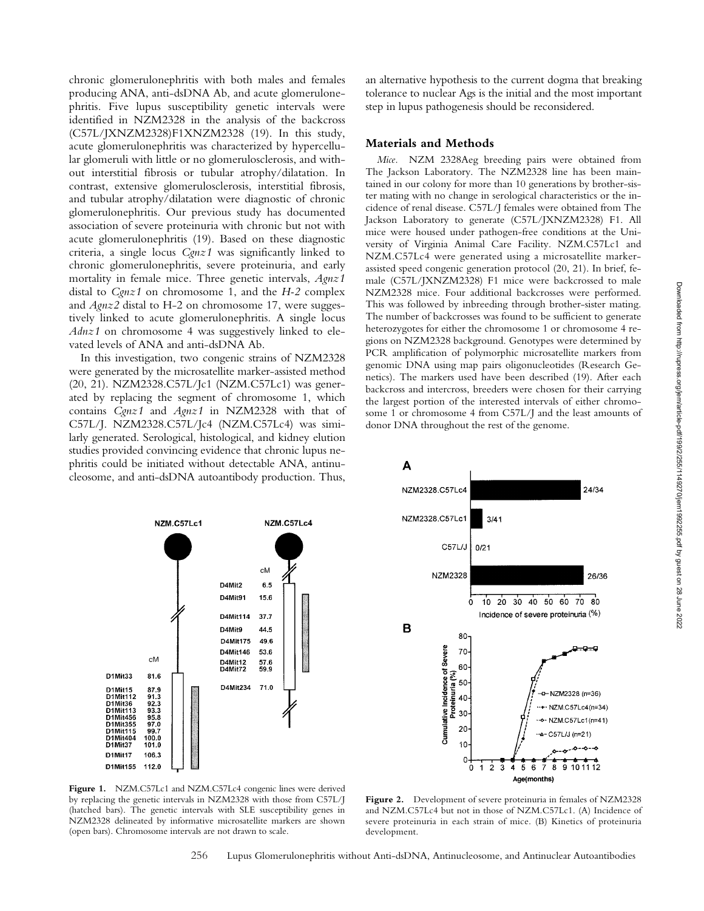chronic glomerulonephritis with both males and females producing ANA, anti-dsDNA Ab, and acute glomerulonephritis. Five lupus susceptibility genetic intervals were identified in NZM2328 in the analysis of the backcross (C57L/JXNZM2328)F1XNZM2328 (19). In this study, acute glomerulonephritis was characterized by hypercellular glomeruli with little or no glomerulosclerosis, and without interstitial fibrosis or tubular atrophy/dilatation. In contrast, extensive glomerulosclerosis, interstitial fibrosis, and tubular atrophy/dilatation were diagnostic of chronic glomerulonephritis. Our previous study has documented association of severe proteinuria with chronic but not with acute glomerulonephritis (19). Based on these diagnostic criteria, a single locus *Cgnz1* was significantly linked to chronic glomerulonephritis, severe proteinuria, and early mortality in female mice. Three genetic intervals, *Agnz1* distal to *Cgnz1* on chromosome 1, and the *H-2* complex and *Agnz2* distal to H-2 on chromosome 17, were suggestively linked to acute glomerulonephritis. A single locus *Adnz1* on chromosome 4 was suggestively linked to elevated levels of ANA and anti-dsDNA Ab.

In this investigation, two congenic strains of NZM2328 were generated by the microsatellite marker-assisted method (20, 21). NZM2328.C57L/Jc1 (NZM.C57Lc1) was generated by replacing the segment of chromosome 1, which contains *Cgnz1* and *Agnz1* in NZM2328 with that of C57L/J. NZM2328.C57L/Jc4 (NZM.C57Lc4) was similarly generated. Serological, histological, and kidney elution studies provided convincing evidence that chronic lupus nephritis could be initiated without detectable ANA, antinucleosome, and anti-dsDNA autoantibody production. Thus, an alternative hypothesis to the current dogma that breaking tolerance to nuclear Ags is the initial and the most important step in lupus pathogenesis should be reconsidered.

## Materials and Methods

*Mice.* NZM 2328Aeg breeding pairs were obtained from The Jackson Laboratory. The NZM2328 line has been maintained in our colony for more than 10 generations by brother-sister mating with no change in serological characteristics or the incidence of renal disease. C57L/J females were obtained from The Jackson Laboratory to generate (C57L/JXNZM2328) F1. All mice were housed under pathogen-free conditions at the University of Virginia Animal Care Facility. NZM.C57Lc1 and NZM.C57Lc4 were generated using a microsatellite marker-assisted speed congenic generation protocol (20, 21). In brief, female (C57L/JXNZM2328) F1 mice were backcrossed to male NZM2328 mice. Four additional backcrosses were performed. This was followed by inbreeding through brother-sister mating. The number of backcrosses was found to be sufficient to generate heterozygotes for either the chromosome 1 or chromosome 4 regions on NZM2328 background. Genotypes were determined by PCR amplification of polymorphic microsatellite markers from genomic DNA using map pairs oligonucleotides (Research Genetics). The markers used have been described (19). After each backcross and intercross, breeders were chosen for their carrying the largest portion of the interested intervals of either chromosome 1 or chromosome 4 from C57L/J and the least amounts of donor DNA throughout the rest of the genome.

**Figure 1.** NZM.C57Lc1 and NZM.C57Lc4 congenic lines were derived by replacing the genetic intervals in NZM2328 with those from C57L/J (hatched bars). The genetic intervals with SLE susceptibility genes in NZM2328 delineated by informative microsatellite markers are shown (open bars). Chromosome intervals are not drawn to scale.

**Figure 2.** Development of severe proteinuria in females of NZM2328 and NZM.C57Lc4 but not in those of NZM.C57Lc1. (A) Incidence of severe proteinuria in each strain of mice. (B) Kinetics of proteinuria development.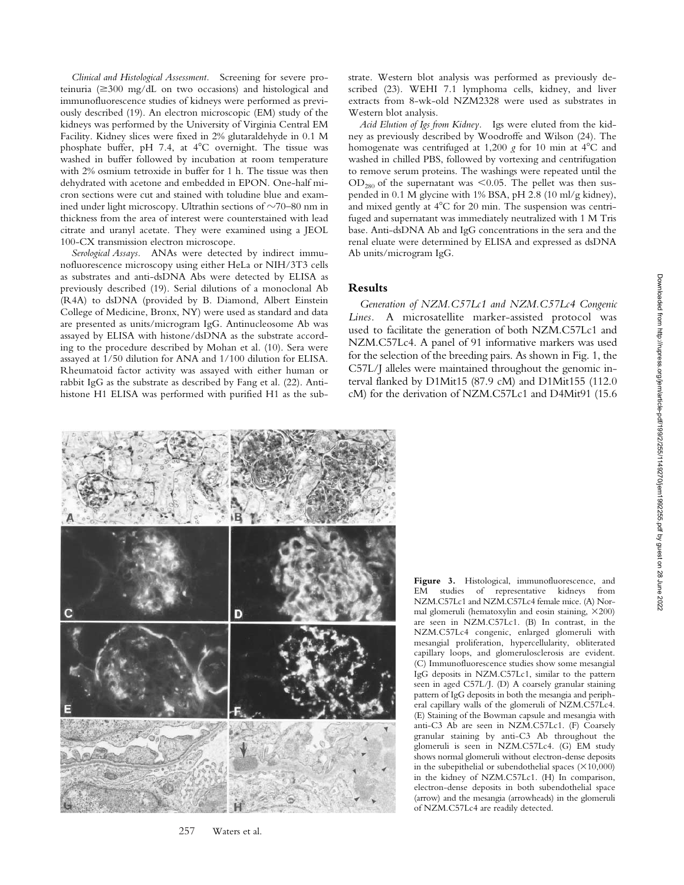*Clinical and Histological Assessment.* Screening for severe proteinuria (≥300 mg/dL on two occasions) and histological and immunofluorescence studies of kidneys were performed as previously described (19). An electron microscopic (EM) study of the kidneys was performed by the University of Virginia Central EM Facility. Kidney slices were fixed in 2% glutaraldehyde in 0.1 M phosphate buffer, pH 7.4, at 4°C overnight. The tissue was washed in buffer followed by incubation at room temperature with 2% osmium tetroxide in buffer for 1 h. The tissue was then dehydrated with acetone and embedded in EPON. One-half micron sections were cut and stained with toludine blue and examined under light microscopy. Ultrathin sections of ~70–80 nm in thickness from the area of interest were counterstained with lead citrate and uranyl acetate. They were examined using a JEOL 100-CX transmission electron microscope.

*Serological Assays.* ANAs were detected by indirect immunofluorescence microscopy using either HeLa or NIH/3T3 cells as substrates and anti-dsDNA Abs were detected by ELISA as previously described (19). Serial dilutions of a monoclonal Ab (R4A) to dsDNA (provided by B. Diamond, Albert Einstein College of Medicine, Bronx, NY) were used as standard and data are presented as units/microgram IgG. Antinucleosome Ab was assayed by ELISA with histone/dsDNA as the substrate according to the procedure described by Mohan et al. (10). Sera were assayed at 1/50 dilution for ANA and 1/100 dilution for ELISA. Rheumatoid factor activity was assayed with either human or rabbit IgG as the substrate as described by Fang et al. (22). Antihistone H1 ELISA was performed with purified H1 as the substrate. Western blot analysis was performed as previously described (23). WEHI 7.1 lymphoma cells, kidney, and liver extracts from 8-wk-old NZM2328 were used as substrates in Western blot analysis.

*Acid Elution of Igs from Kidney.* Igs were eluted from the kidney as previously described by Woodroffe and Wilson (24). The homogenate was centrifuged at 1,200 *g* for 10 min at 4°C and washed in chilled PBS, followed by vortexing and centrifugation to remove serum proteins. The washings were repeated until the $OD_{280}$ of the supernatant was <0.05. The pellet was then suspended in 0.1 M glycine with 1% BSA, pH 2.8 (10 ml/g kidney), and mixed gently at 4°C for 20 min. The suspension was centrifuged and supernatant was immediately neutralized with 1 M Tris base. Anti-dsDNA Ab and IgG concentrations in the sera and the renal eluate were determined by ELISA and expressed as dsDNA Ab units/microgram IgG.

## Results

*Generation of NZM.C57Lc1 and NZM.C57Lc4 Congenic Lines.* A microsatellite marker-assisted protocol was used to facilitate the generation of both NZM.C57Lc1 and NZM.C57Lc4. A panel of 91 informative markers was used for the selection of the breeding pairs. As shown in Fig. 1, the C57L/J alleles were maintained throughout the genomic interval flanked by D1Mit15 (87.9 cM) and D1Mit155 (112.0 cM) for the derivation of NZM.C57Lc1 and D4Mit91 (15.6

**Figure 3.** Histological, immunofluorescence, and EM studies of representative kidneys from NZM.C57Lc1 and NZM.C57Lc4 female mice. (A) Normal glomeruli (hematoxylin and eosin staining, ×200) are seen in NZM.C57Lc1. (B) In contrast, in the NZM.C57Lc4 congenic, enlarged glomeruli with mesangial proliferation, hypercellularity, obliterated capillary loops, and glomerulosclerosis are evident. (C) Immunofluorescence studies show some mesangial IgG deposits in NZM.C57Lc1, similar to the pattern seen in aged C57L/J. (D) A coarsely granular staining pattern of IgG deposits in both the mesangia and peripheral capillary walls of the glomeruli of NZM.C57Lc4. (E) Staining of the Bowman capsule and mesangia with anti-C3 Ab are seen in NZM.C57Lc1. (F) Coarsely granular staining by anti-C3 Ab throughout the glomeruli is seen in NZM.C57Lc4. (G) EM study shows normal glomeruli without electron-dense deposits in the subepithelial or subendothelial spaces (×10,000) in the kidney of NZM.C57Lc1. (H) In comparison, electron-dense deposits in both subendothelial space (arrow) and the mesangia (arrowheads) in the glomeruli of NZM.C57Lc4 are readily detected.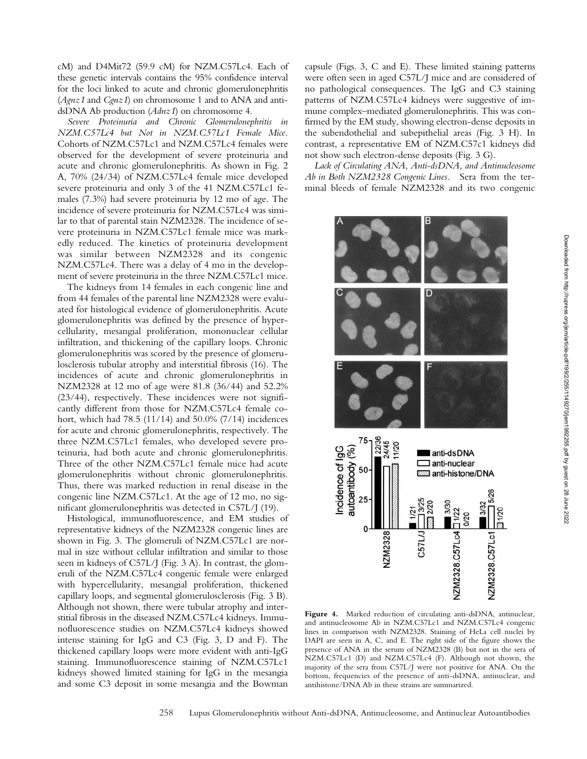cM) and D4Mit72 (59.9 cM) for NZM.C57Lc4. Each of these genetic intervals contains the 95% confidence interval for the loci linked to acute and chronic glomerulonephritis (*Agnz1* and *Cgnz1*) on chromosome 1 and to ANA and anti-dsDNA Ab production (*Adnz1*) on chromosome 4.

*Severe Proteinuria and Chronic Glomerulonephritis in NZM.C57Lc4 but Not in NZM.C57Lc1 Female Mice.* Cohorts of NZM.C57Lc1 and NZM.C57Lc4 females were observed for the development of severe proteinuria and acute and chronic glomerulonephritis. As shown in Fig. 2 A, 70% (24/34) of NZM.C57Lc4 female mice developed severe proteinuria and only 3 of the 41 NZM.C57Lc1 females (7.3%) had severe proteinuria by 12 mo of age. The incidence of severe proteinuria for NZM.C57Lc4 was similar to that of parental stain NZM2328. The incidence of severe proteinuria in NZM.C57Lc1 female mice was markedly reduced. The kinetics of proteinuria development was similar between NZM2328 and its congenic NZM.C57Lc4. There was a delay of 4 mo in the development of severe proteinuria in the three NZM.C57Lc1 mice.

The kidneys from 14 females in each congenic line and from 44 females of the parental line NZM2328 were evaluated for histological evidence of glomerulonephritis. Acute glomerulonephritis was defined by the presence of hypercellularity, mesangial proliferation, mononuclear cellular infiltration, and thickening of the capillary loops. Chronic glomerulonephritis was scored by the presence of glomerulosclerosis tubular atrophy and interstitial fibrosis (16). The incidences of acute and chronic glomerulonephritis in NZM2328 at 12 mo of age were 81.8 (36/44) and 52.2% (23/44), respectively. These incidences were not significantly different from those for NZM.C57Lc4 female cohort, which had 78.5 (11/14) and 50.0% (7/14) incidences for acute and chronic glomerulonephritis, respectively. The three NZM.C57Lc1 females, who developed severe proteinuria, had both acute and chronic glomerulonephritis. Three of the other NZM.C57Lc1 female mice had acute glomerulonephritis without chronic glomerulonephritis. Thus, there was marked reduction in renal disease in the congenic line NZM.C57Lc1. At the age of 12 mo, no significant glomerulonephritis was detected in C57L/J (19).

Histological, immunofluorescence, and EM studies of representative kidneys of the NZM2328 congenic lines are shown in Fig. 3. The glomeruli of NZM.C57Lc1 are normal in size without cellular infiltration and similar to those seen in kidneys of C57L/J (Fig. 3 A). In contrast, the glomeruli of the NZM.C57Lc4 congenic female were enlarged with hypercellularity, mesangial proliferation, thickened capillary loops, and segmental glomerulosclerosis (Fig. 3 B). Although not shown, there were tubular atrophy and interstitial fibrosis in the diseased NZM.C57Lc4 kidneys. Immunofluorescence studies on NZM.C57Lc4 kidneys showed intense staining for IgG and C3 (Fig. 3, D and F). The thickened capillary loops were more evident with anti-IgG staining. Immunofluorescence staining of NZM.C57Lc1 kidneys showed limited staining for IgG in the mesangia and some C3 deposit in some mesangia and the Bowman capsule (Figs. 3, C and E). These limited staining patterns were often seen in aged C57L/J mice and are considered of no pathological consequences. The IgG and C3 staining patterns of NZM.C57Lc4 kidneys were suggestive of immune complex–mediated glomerulonephritis. This was confirmed by the EM study, showing electron-dense deposits in the subendothelial and subepithelial areas (Fig. 3 H). In contrast, a representative EM of NZM.C57c1 kidneys did not show such electron-dense deposits (Fig. 3 G).

*Lack of Circulating ANA, Anti-dsDNA, and Antinucleosome Ab in Both NZM2328 Congenic Lines.* Sera from the terminal bleeds of female NZM2328 and its two congenic

**Figure 4.** Marked reduction of circulating anti-dsDNA, antinuclear, and antinucleosome Ab in NZM.C57Lc1 and NZM.C57Lc4 congenic lines in comparison with NZM2328. Staining of HeLa cell nuclei by DAPI are seen in A, C, and E. The right side of the figure shows the presence of ANA in the serum of NZM2328 (B) but not in the sera of NZM.C57Lc1 (D) and NZM.C57Lc4 (F). Although not shown, the majority of the sera from C57L/J were not positive for ANA. On the bottom, frequencies of the presence of anti-dsDNA, antinuclear, and antihistone/DNA Ab in these strains are summarized.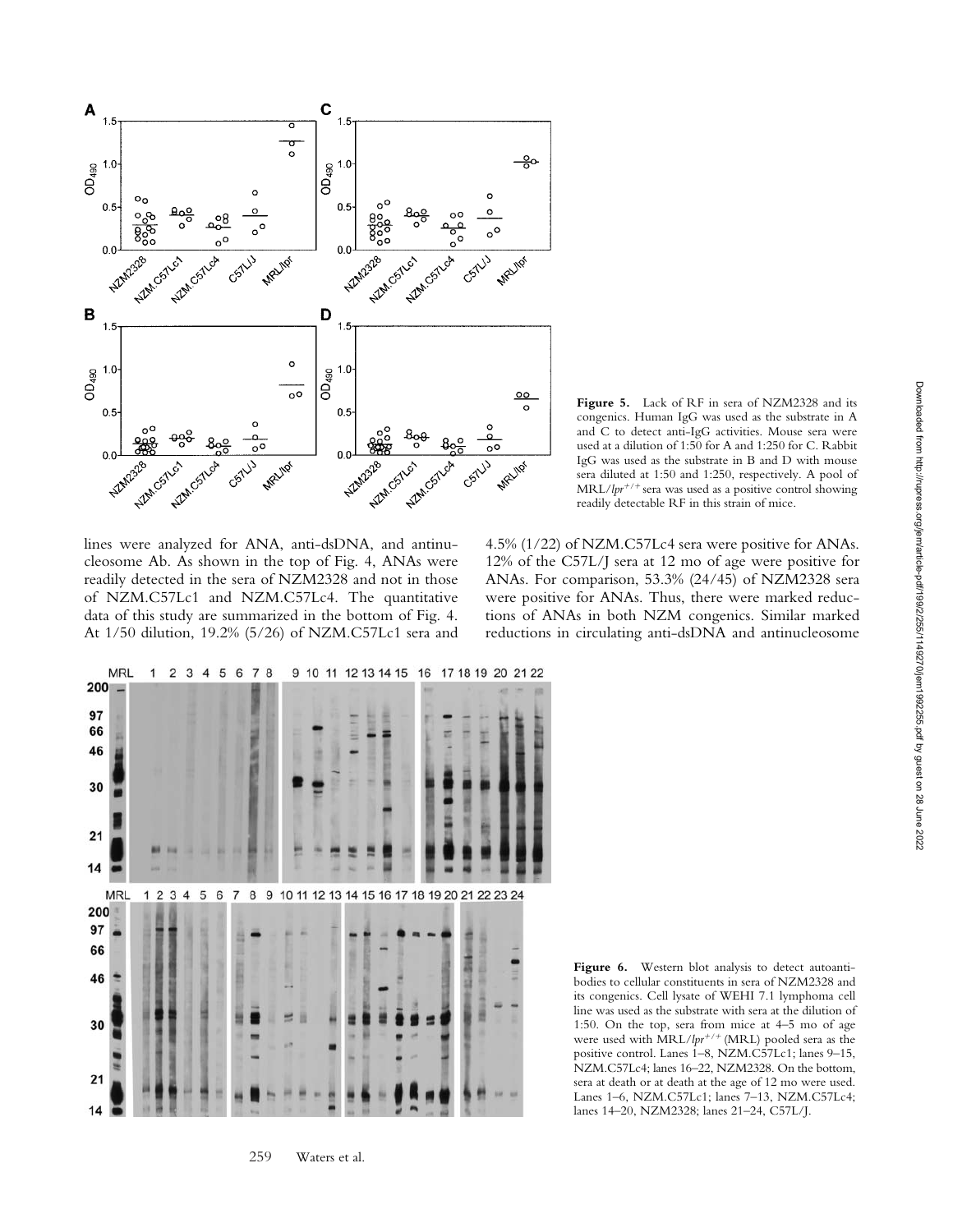**Figure 5.** Lack of RF in sera of NZM2328 and its congenics. Human IgG was used as the substrate in A and C to detect anti-IgG activities. Mouse sera were used at a dilution of 1:50 for A and 1:250 for C. Rabbit IgG was used as the substrate in B and D with mouse sera diluted at 1:50 and 1:250, respectively. A pool of MRL/$lpr^{+/+}$ sera was used as a positive control showing readily detectable RF in this strain of mice.

lines were analyzed for ANA, anti-dsDNA, and antinucleosome Ab. As shown in the top of Fig. 4, ANAs were readily detected in the sera of NZM2328 and not in those of NZM.C57Lc1 and NZM.C57Lc4. The quantitative data of this study are summarized in the bottom of Fig. 4. At 1/50 dilution, 19.2% (5/26) of NZM.C57Lc1 sera and 4.5% (1/22) of NZM.C57Lc4 sera were positive for ANAs. 12% of the C57L/J sera at 12 mo of age were positive for ANAs. For comparison, 53.3% (24/45) of NZM2328 sera were positive for ANAs. Thus, there were marked reductions of ANAs in both NZM congenics. Similar marked reductions in circulating anti-dsDNA and antinucleosome

**Figure 6.** Western blot analysis to detect autoantibodies to cellular constituents in sera of NZM2328 and its congenics. Cell lysate of WEHI 7.1 lymphoma cell line was used as the substrate with sera at the dilution of 1:50. On the top, sera from mice at 4–5 mo of age were used with MRL/$lpr^{+/+}$ (MRL) pooled sera as the positive control. Lanes 1–8, NZM.C57Lc1; lanes 9–15, NZM.C57Lc4; lanes 16–22, NZM2328. On the bottom, sera at death or at death at the age of 12 mo were used. Lanes 1–6, NZM.C57Lc1; lanes 7–13, NZM.C57Lc4; lanes 14–20, NZM2328; lanes 21–24, C57L/J.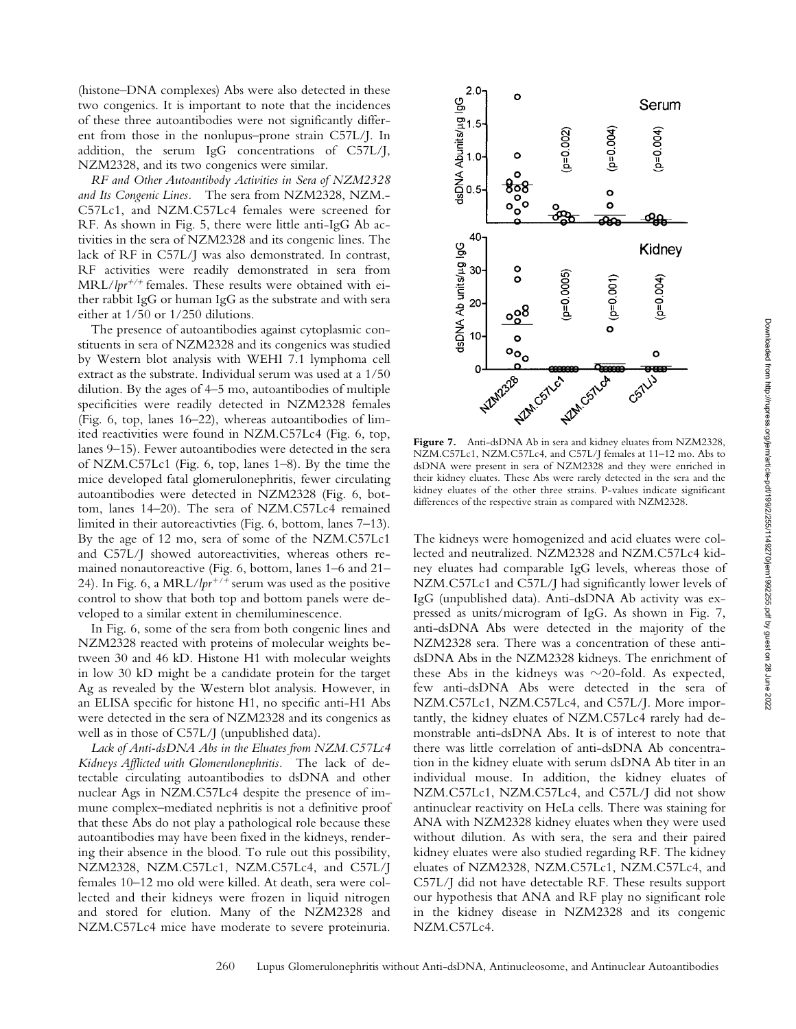(histone–DNA complexes) Abs were also detected in these two congenics. It is important to note that the incidences of these three autoantibodies were not significantly different from those in the nonlupus–prone strain C57L/J. In addition, the serum IgG concentrations of C57L/J, NZM2328, and its two congenics were similar.

*RF and Other Autoantibody Activities in Sera of NZM2328 and Its Congenic Lines.* The sera from NZM2328, NZM.C57Lc1, and NZM.C57Lc4 females were screened for RF. As shown in Fig. 5, there were little anti-IgG Ab activities in the sera of NZM2328 and its congenic lines. The lack of RF in C57L/J was also demonstrated. In contrast, RF activities were readily demonstrated in sera from MRL/$lpr^{+/+}$ females. These results were obtained with either rabbit IgG or human IgG as the substrate and with sera either at 1/50 or 1/250 dilutions.

The presence of autoantibodies against cytoplasmic constituents in sera of NZM2328 and its congenics was studied by Western blot analysis with WEHI 7.1 lymphoma cell extract as the substrate. Individual serum was used at a 1/50 dilution. By the ages of 4–5 mo, autoantibodies of multiple specificities were readily detected in NZM2328 females (Fig. 6, top, lanes 16–22), whereas autoantibodies of limited reactivities were found in NZM.C57Lc4 (Fig. 6, top, lanes 9–15). Fewer autoantibodies were detected in the sera of NZM.C57Lc1 (Fig. 6, top, lanes 1–8). By the time the mice developed fatal glomerulonephritis, fewer circulating autoantibodies were detected in NZM2328 (Fig. 6, bottom, lanes 14–20). The sera of NZM.C57Lc4 remained limited in their autoreactivties (Fig. 6, bottom, lanes 7–13). By the age of 12 mo, sera of some of the NZM.C57Lc1 and C57L/J showed autoreactivities, whereas others remained nonautoreactive (Fig. 6, bottom, lanes 1–6 and 21–24). In Fig. 6, a MRL/$lpr^{+/+}$ serum was used as the positive control to show that both top and bottom panels were developed to a similar extent in chemiluminescence.

In Fig. 6, some of the sera from both congenic lines and NZM2328 reacted with proteins of molecular weights between 30 and 46 kD. Histone H1 with molecular weights in low 30 kD might be a candidate protein for the target Ag as revealed by the Western blot analysis. However, in an ELISA specific for histone H1, no specific anti-H1 Abs were detected in the sera of NZM2328 and its congenics as well as in those of C57L/J (unpublished data).

*Lack of Anti-dsDNA Abs in the Eluates from NZM.C57Lc4 Kidneys Afflicted with Glomerulonephritis.* The lack of detectable circulating autoantibodies to dsDNA and other nuclear Ags in NZM.C57Lc4 despite the presence of immune complex–mediated nephritis is not a definitive proof that these Abs do not play a pathological role because these autoantibodies may have been fixed in the kidneys, rendering their absence in the blood. To rule out this possibility, NZM2328, NZM.C57Lc1, NZM.C57Lc4, and C57L/J females 10–12 mo old were killed. At death, sera were collected and their kidneys were frozen in liquid nitrogen and stored for elution. Many of the NZM2328 and NZM.C57Lc4 mice have moderate to severe proteinuria.

**Figure 7.** Anti-dsDNA Ab in sera and kidney eluates from NZM2328, NZM.C57Lc1, NZM.C57Lc4, and C57L/J females at 11–12 mo. Abs to dsDNA were present in sera of NZM2328 and they were enriched in their kidney eluates. These Abs were rarely detected in the sera and the kidney eluates of the other three strains. P-values indicate significant differences of the respective strain as compared with NZM2328.

The kidneys were homogenized and acid eluates were collected and neutralized. NZM2328 and NZM.C57Lc4 kidney eluates had comparable IgG levels, whereas those of NZM.C57Lc1 and C57L/J had significantly lower levels of IgG (unpublished data). Anti-dsDNA Ab activity was expressed as units/microgram of IgG. As shown in Fig. 7, anti-dsDNA Abs were detected in the majority of the NZM2328 sera. There was a concentration of these anti-dsDNA Abs in the NZM2328 kidneys. The enrichment of these Abs in the kidneys was ~20-fold. As expected, few anti-dsDNA Abs were detected in the sera of NZM.C57Lc1, NZM.C57Lc4, and C57L/J. More importantly, the kidney eluates of NZM.C57Lc4 rarely had demonstrable anti-dsDNA Abs. It is of interest to note that there was little correlation of anti-dsDNA Ab concentration in the kidney eluate with serum dsDNA Ab titer in an individual mouse. In addition, the kidney eluates of NZM.C57Lc1, NZM.C57Lc4, and C57L/J did not show antinuclear reactivity on HeLa cells. There was staining for ANA with NZM2328 kidney eluates when they were used without dilution. As with sera, the sera and their paired kidney eluates were also studied regarding RF. The kidney eluates of NZM2328, NZM.C57Lc1, NZM.C57Lc4, and C57L/J did not have detectable RF. These results support our hypothesis that ANA and RF play no significant role in the kidney disease in NZM2328 and its congenic NZM.C57Lc4.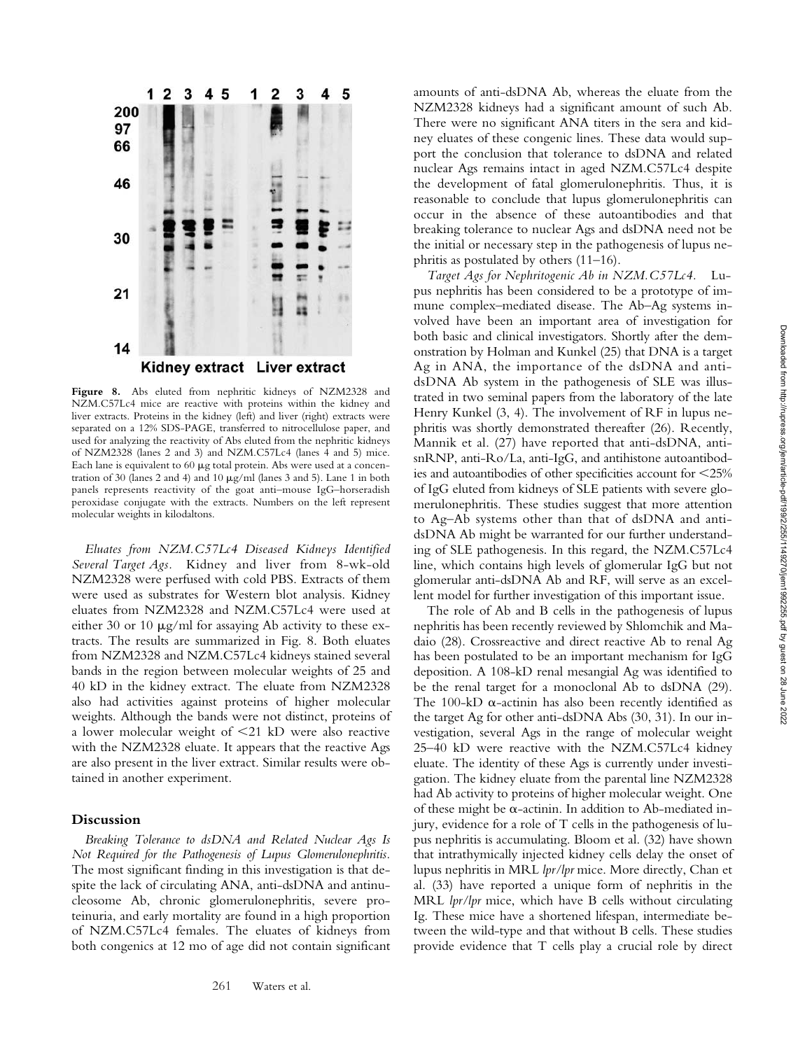**Figure 8.** Abs eluted from nephritic kidneys of NZM2328 and NZM.C57Lc4 mice are reactive with proteins within the kidney and liver extracts. Proteins in the kidney (left) and liver (right) extracts were separated on a 12% SDS-PAGE, transferred to nitrocellulose paper, and used for analyzing the reactivity of Abs eluted from the nephritic kidneys of NZM2328 (lanes 2 and 3) and NZM.C57Lc4 (lanes 4 and 5) mice. Each lane is equivalent to 60 μg total protein. Abs were used at a concentration of 30 (lanes 2 and 4) and 10 μg/ml (lanes 3 and 5). Lane 1 in both panels represents reactivity of the goat anti–mouse IgG–horseradish peroxidase conjugate with the extracts. Numbers on the left represent molecular weights in kilodaltons.

*Eluates from NZM.C57Lc4 Diseased Kidneys Identified Several Target Ags.* Kidney and liver from 8-wk-old NZM2328 were perfused with cold PBS. Extracts of them were used as substrates for Western blot analysis. Kidney eluates from NZM2328 and NZM.C57Lc4 were used at either 30 or 10 μg/ml for assaying Ab activity to these extracts. The results are summarized in Fig. 8. Both eluates from NZM2328 and NZM.C57Lc4 kidneys stained several bands in the region between molecular weights of 25 and 40 kD in the kidney extract. The eluate from NZM2328 also had activities against proteins of higher molecular weights. Although the bands were not distinct, proteins of a lower molecular weight of <21 kD were also reactive with the NZM2328 eluate. It appears that the reactive Ags are also present in the liver extract. Similar results were obtained in another experiment.

## Discussion

*Breaking Tolerance to dsDNA and Related Nuclear Ags Is Not Required for the Pathogenesis of Lupus Glomerulonephritis.* The most significant finding in this investigation is that despite the lack of circulating ANA, anti-dsDNA and antinucleosome Ab, chronic glomerulonephritis, severe proteinuria, and early mortality are found in a high proportion of NZM.C57Lc4 females. The eluates of kidneys from both congenics at 12 mo of age did not contain significant amounts of anti-dsDNA Ab, whereas the eluate from the NZM2328 kidneys had a significant amount of such Ab. There were no significant ANA titers in the sera and kidney eluates of these congenic lines. These data would support the conclusion that tolerance to dsDNA and related nuclear Ags remains intact in aged NZM.C57Lc4 despite the development of fatal glomerulonephritis. Thus, it is reasonable to conclude that lupus glomerulonephritis can occur in the absence of these autoantibodies and that breaking tolerance to nuclear Ags and dsDNA need not be the initial or necessary step in the pathogenesis of lupus nephritis as postulated by others (11–16).

*Target Ags for Nephritogenic Ab in NZM.C57Lc4.* Lupus nephritis has been considered to be a prototype of immune complex–mediated disease. The Ab–Ag systems involved have been an important area of investigation for both basic and clinical investigators. Shortly after the demonstration by Holman and Kunkel (25) that DNA is a target Ag in ANA, the importance of the dsDNA and anti-dsDNA Ab system in the pathogenesis of SLE was illustrated in two seminal papers from the laboratory of the late Henry Kunkel (3, 4). The involvement of RF in lupus nephritis was shortly demonstrated thereafter (26). Recently, Mannik et al. (27) have reported that anti-dsDNA, anti-snRNP, anti-Ro/La, anti-IgG, and antihistone autoantibodies and autoantibodies of other specificities account for <25% of IgG eluted from kidneys of SLE patients with severe glomerulonephritis. These studies suggest that more attention to Ag–Ab systems other than that of dsDNA and anti-dsDNA Ab might be warranted for our further understanding of SLE pathogenesis. In this regard, the NZM.C57Lc4 line, which contains high levels of glomerular IgG but not glomerular anti-dsDNA Ab and RF, will serve as an excellent model for further investigation of this important issue.

The role of Ab and B cells in the pathogenesis of lupus nephritis has been recently reviewed by Shlomchik and Madaio (28). Crossreactive and direct reactive Ab to renal Ag has been postulated to be an important mechanism for IgG deposition. A 108-kD renal mesangial Ag was identified to be the renal target for a monoclonal Ab to dsDNA (29). The 100-kD α-actinin has also been recently identified as the target Ag for other anti-dsDNA Abs (30, 31). In our investigation, several Ags in the range of molecular weight 25–40 kD were reactive with the NZM.C57Lc4 kidney eluate. The identity of these Ags is currently under investigation. The kidney eluate from the parental line NZM2328 had Ab activity to proteins of higher molecular weight. One of these might be α-actinin. In addition to Ab-mediated injury, evidence for a role of T cells in the pathogenesis of lupus nephritis is accumulating. Bloom et al. (32) have shown that intrathymically injected kidney cells delay the onset of lupus nephritis in MRL *lpr/lpr* mice. More directly, Chan et al. (33) have reported a unique form of nephritis in the MRL *lpr/lpr* mice, which have B cells without circulating Ig. These mice have a shortened lifespan, intermediate between the wild-type and that without B cells. These studies provide evidence that T cells play a crucial role by direct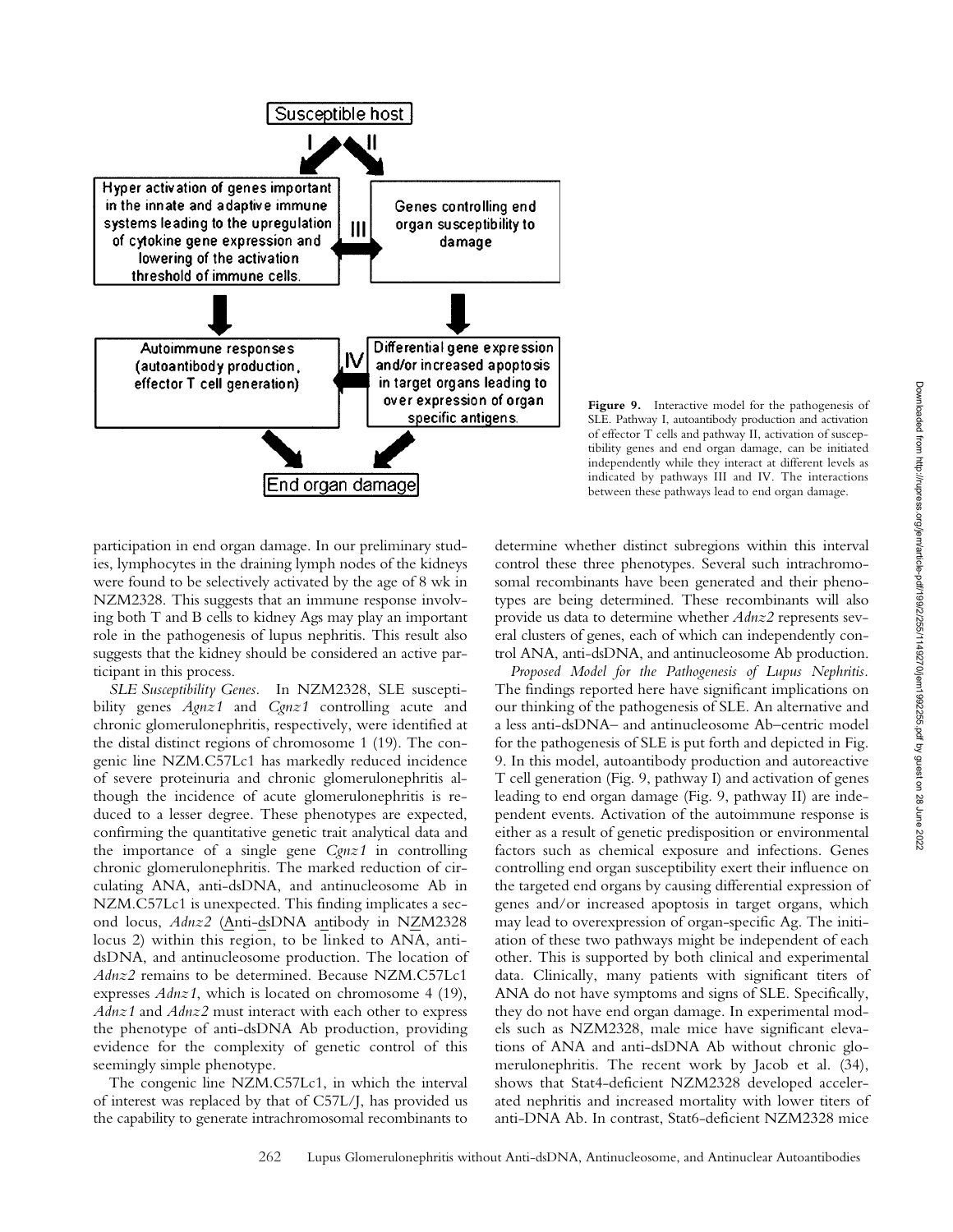**Figure 9.** Interactive model for the pathogenesis of SLE. Pathway I, autoantibody production and activation of effector T cells and pathway II, activation of susceptibility genes and end organ damage, can be initiated independently while they interact at different levels as indicated by pathways III and IV. The interactions between these pathways lead to end organ damage.

participation in end organ damage. In our preliminary studies, lymphocytes in the draining lymph nodes of the kidneys were found to be selectively activated by the age of 8 wk in NZM2328. This suggests that an immune response involving both T and B cells to kidney Ags may play an important role in the pathogenesis of lupus nephritis. This result also suggests that the kidney should be considered an active participant in this process.

*SLE Susceptibility Genes.* In NZM2328, SLE susceptibility genes *Agnz1* and *Cgnz1* controlling acute and chronic glomerulonephritis, respectively, were identified at the distal distinct regions of chromosome 1 (19). The congenic line NZM.C57Lc1 has markedly reduced incidence of severe proteinuria and chronic glomerulonephritis although the incidence of acute glomerulonephritis is reduced to a lesser degree. These phenotypes are expected, confirming the quantitative genetic trait analytical data and the importance of a single gene *Cgnz1* in controlling chronic glomerulonephritis. The marked reduction of circulating ANA, anti-dsDNA, and antinucleosome Ab in NZM.C57Lc1 is unexpected. This finding implicates a second locus, *Adnz2* (Anti-dsDNA antibody in NZM2328 locus 2) within this region, to be linked to ANA, anti-dsDNA, and antinucleosome production. The location of *Adnz2* remains to be determined. Because NZM.C57Lc1 expresses *Adnz1*, which is located on chromosome 4 (19), *Adnz1* and *Adnz2* must interact with each other to express the phenotype of anti-dsDNA Ab production, providing evidence for the complexity of genetic control of this seemingly simple phenotype.

The congenic line NZM.C57Lc1, in which the interval of interest was replaced by that of C57L/J, has provided us the capability to generate intrachromosomal recombinants to determine whether distinct subregions within this interval control these three phenotypes. Several such intrachromosomal recombinants have been generated and their phenotypes are being determined. These recombinants will also provide us data to determine whether *Adnz2* represents several clusters of genes, each of which can independently control ANA, anti-dsDNA, and antinucleosome Ab production.

*Proposed Model for the Pathogenesis of Lupus Nephritis.* The findings reported here have significant implications on our thinking of the pathogenesis of SLE. An alternative and a less anti-dsDNA– and antinucleosome Ab–centric model for the pathogenesis of SLE is put forth and depicted in Fig. 9. In this model, autoantibody production and autoreactive T cell generation (Fig. 9, pathway I) and activation of genes leading to end organ damage (Fig. 9, pathway II) are independent events. Activation of the autoimmune response is either as a result of genetic predisposition or environmental factors such as chemical exposure and infections. Genes controlling end organ susceptibility exert their influence on the targeted end organs by causing differential expression of genes and/or increased apoptosis in target organs, which may lead to overexpression of organ-specific Ag. The initiation of these two pathways might be independent of each other. This is supported by both clinical and experimental data. Clinically, many patients with significant titers of ANA do not have symptoms and signs of SLE. Specifically, they do not have end organ damage. In experimental models such as NZM2328, male mice have significant elevations of ANA and anti-dsDNA Ab without chronic glomerulonephritis. The recent work by Jacob et al. (34), shows that Stat4-deficient NZM2328 developed accelerated nephritis and increased mortality with lower titers of anti-DNA Ab. In contrast, Stat6-deficient NZM2328 mice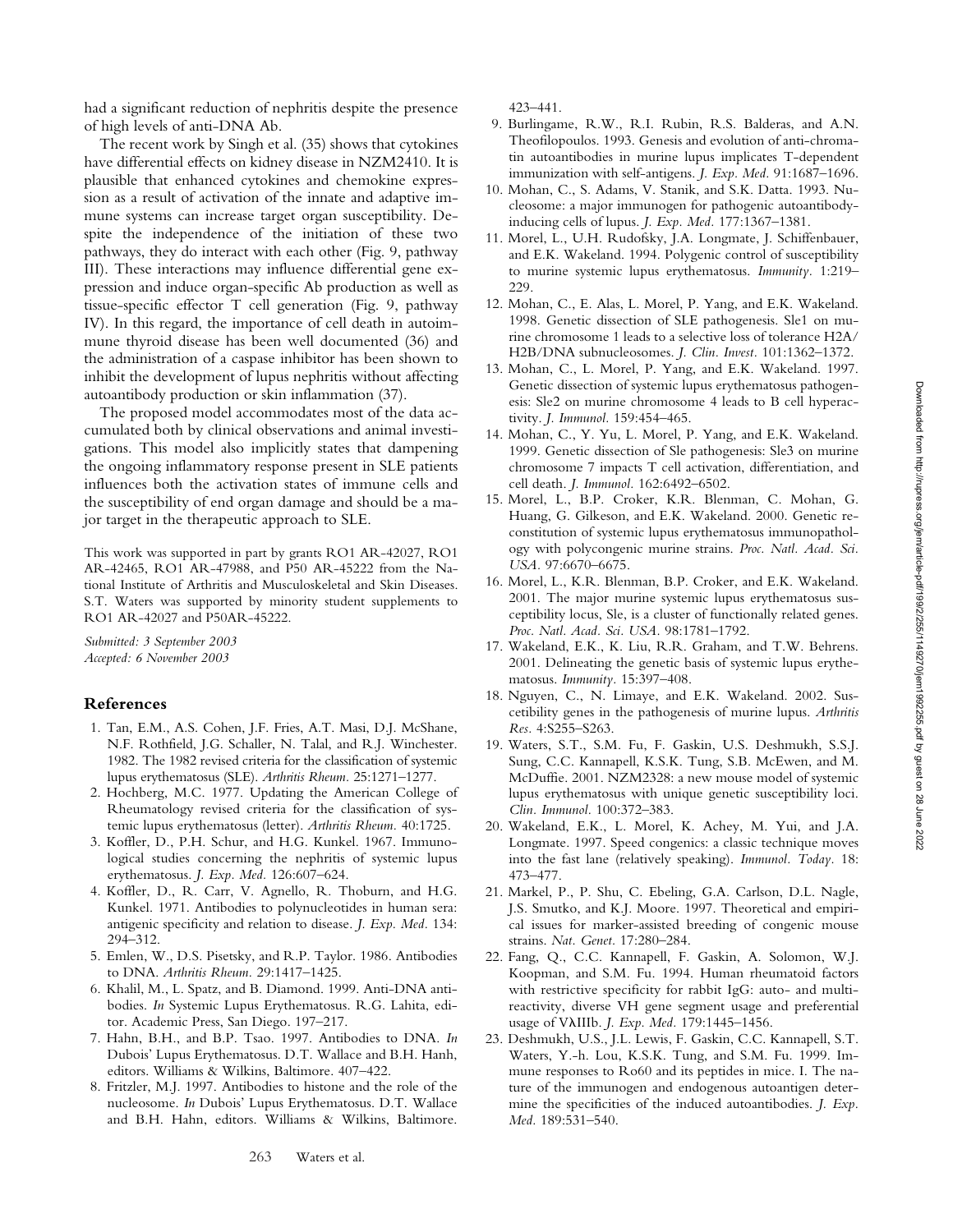had a significant reduction of nephritis despite the presence of high levels of anti-DNA Ab.

The recent work by Singh et al. (35) shows that cytokines have differential effects on kidney disease in NZM2410. It is plausible that enhanced cytokines and chemokine expression as a result of activation of the innate and adaptive immune systems can increase target organ susceptibility. Despite the independence of the initiation of these two pathways, they do interact with each other (Fig. 9, pathway III). These interactions may influence differential gene expression and induce organ-specific Ab production as well as tissue-specific effector T cell generation (Fig. 9, pathway IV). In this regard, the importance of cell death in autoimmune thyroid disease has been well documented (36) and the administration of a caspase inhibitor has been shown to inhibit the development of lupus nephritis without affecting autoantibody production or skin inflammation (37).

The proposed model accommodates most of the data accumulated both by clinical observations and animal investigations. This model also implicitly states that dampening the ongoing inflammatory response present in SLE patients influences both the activation states of immune cells and the susceptibility of end organ damage and should be a major target in the therapeutic approach to SLE.

This work was supported in part by grants RO1 AR-42027, RO1 AR-42465, RO1 AR-47988, and P50 AR-45222 from the National Institute of Arthritis and Musculoskeletal and Skin Diseases. S.T. Waters was supported by minority student supplements to RO1 AR-42027 and P50AR-45222.

*Submitted: 3 September 2003*
*Accepted: 6 November 2003*

## References

1. Tan, E.M., A.S. Cohen, J.F. Fries, A.T. Masi, D.J. McShane, N.F. Rothfield, J.G. Schaller, N. Talal, and R.J. Winchester. 1982. The 1982 revised criteria for the classification of systemic lupus erythematosus (SLE). *Arthritis Rheum.* 25:1271–1277.
2. Hochberg, M.C. 1977. Updating the American College of Rheumatology revised criteria for the classification of systemic lupus erythematosus (letter). *Arthritis Rheum.* 40:1725.
3. Koffler, D., P.H. Schur, and H.G. Kunkel. 1967. Immunological studies concerning the nephritis of systemic lupus erythematosus. *J. Exp. Med.* 126:607–624.
4. Koffler, D., R. Carr, V. Agnello, R. Thoburn, and H.G. Kunkel. 1971. Antibodies to polynucleotides in human sera: antigenic specificity and relation to disease. *J. Exp. Med.* 134: 294–312.
5. Emlen, W., D.S. Pisetsky, and R.P. Taylor. 1986. Antibodies to DNA. *Arthritis Rheum.* 29:1417–1425.
6. Khalil, M., L. Spatz, and B. Diamond. 1999. Anti-DNA antibodies. *In* Systemic Lupus Erythematosus. R.G. Lahita, editor. Academic Press, San Diego. 197–217.
7. Hahn, B.H., and B.P. Tsao. 1997. Antibodies to DNA. *In* Dubois' Lupus Erythematosus. D.T. Wallace and B.H. Hanh, editors. Williams & Wilkins, Baltimore. 407–422.
8. Fritzler, M.J. 1997. Antibodies to histone and the role of the nucleosome. *In* Dubois' Lupus Erythematosus. D.T. Wallace and B.H. Hahn, editors. Williams & Wilkins, Baltimore. 423–441.
9. Burlingame, R.W., R.I. Rubin, R.S. Balderas, and A.N. Theofilopoulos. 1993. Genesis and evolution of anti-chromatin autoantibodies in murine lupus implicates T-dependent immunization with self-antigens. *J. Exp. Med.* 91:1687–1696.
10. Mohan, C., S. Adams, V. Stanik, and S.K. Datta. 1993. Nucleosome: a major immunogen for pathogenic autoantibody-inducing cells of lupus. *J. Exp. Med.* 177:1367–1381.
11. Morel, L., U.H. Rudofsky, J.A. Longmate, J. Schiffenbauer, and E.K. Wakeland. 1994. Polygenic control of susceptibility to murine systemic lupus erythematosus. *Immunity.* 1:219–229.
12. Mohan, C., E. Alas, L. Morel, P. Yang, and E.K. Wakeland. 1998. Genetic dissection of SLE pathogenesis. Sle1 on murine chromosome 1 leads to a selective loss of tolerance H2A/H2B/DNA subnucleosomes. *J. Clin. Invest.* 101:1362–1372.
13. Mohan, C., L. Morel, P. Yang, and E.K. Wakeland. 1997. Genetic dissection of systemic lupus erythematosus pathogenesis: Sle2 on murine chromosome 4 leads to B cell hyperactivity. *J. Immunol.* 159:454–465.
14. Mohan, C., Y. Yu, L. Morel, P. Yang, and E.K. Wakeland. 1999. Genetic dissection of Sle pathogenesis: Sle3 on murine chromosome 7 impacts T cell activation, differentiation, and cell death. *J. Immunol.* 162:6492–6502.
15. Morel, L., B.P. Croker, K.R. Blenman, C. Mohan, G. Huang, G. Gilkeson, and E.K. Wakeland. 2000. Genetic reconstitution of systemic lupus erythematosus immunopathology with polycongenic murine strains. *Proc. Natl. Acad. Sci. USA.* 97:6670–6675.
16. Morel, L., K.R. Blenman, B.P. Croker, and E.K. Wakeland. 2001. The major murine systemic lupus erythematosus susceptibility locus, Sle, is a cluster of functionally related genes. *Proc. Natl. Acad. Sci. USA.* 98:1781–1792.
17. Wakeland, E.K., K. Liu, R.R. Graham, and T.W. Behrens. 2001. Delineating the genetic basis of systemic lupus erythematosus. *Immunity.* 15:397–408.
18. Nguyen, C., N. Limaye, and E.K. Wakeland. 2002. Suscetibility genes in the pathogenesis of murine lupus. *Arthritis Res.* 4:S255–S263.
19. Waters, S.T., S.M. Fu, F. Gaskin, U.S. Deshmukh, S.S.J. Sung, C.C. Kannapell, K.S.K. Tung, S.B. McEwen, and M. McDuffie. 2001. NZM2328: a new mouse model of systemic lupus erythematosus with unique genetic susceptibility loci. *Clin. Immunol.* 100:372–383.
20. Wakeland, E.K., L. Morel, K. Achey, M. Yui, and J.A. Longmate. 1997. Speed congenics: a classic technique moves into the fast lane (relatively speaking). *Immunol. Today.* 18: 473–477.
21. Markel, P., P. Shu, C. Ebeling, G.A. Carlson, D.L. Nagle, J.S. Smutko, and K.J. Moore. 1997. Theoretical and empirical issues for marker-assisted breeding of congenic mouse strains. *Nat. Genet.* 17:280–284.
22. Fang, Q., C.C. Kannapell, F. Gaskin, A. Solomon, W.J. Koopman, and S.M. Fu. 1994. Human rheumatoid factors with restrictive specificity for rabbit IgG: auto- and multi-reactivity, diverse VH gene segment usage and preferential usage of VλIIIb. *J. Exp. Med.* 179:1445–1456.
23. Deshmukh, U.S., J.L. Lewis, F. Gaskin, C.C. Kannapell, S.T. Waters, Y.-h. Lou, K.S.K. Tung, and S.M. Fu. 1999. Immune responses to Ro60 and its peptides in mice. I. The nature of the immunogen and endogenous autoantigen determine the specificities of the induced autoantibodies. *J. Exp. Med.* 189:531–540.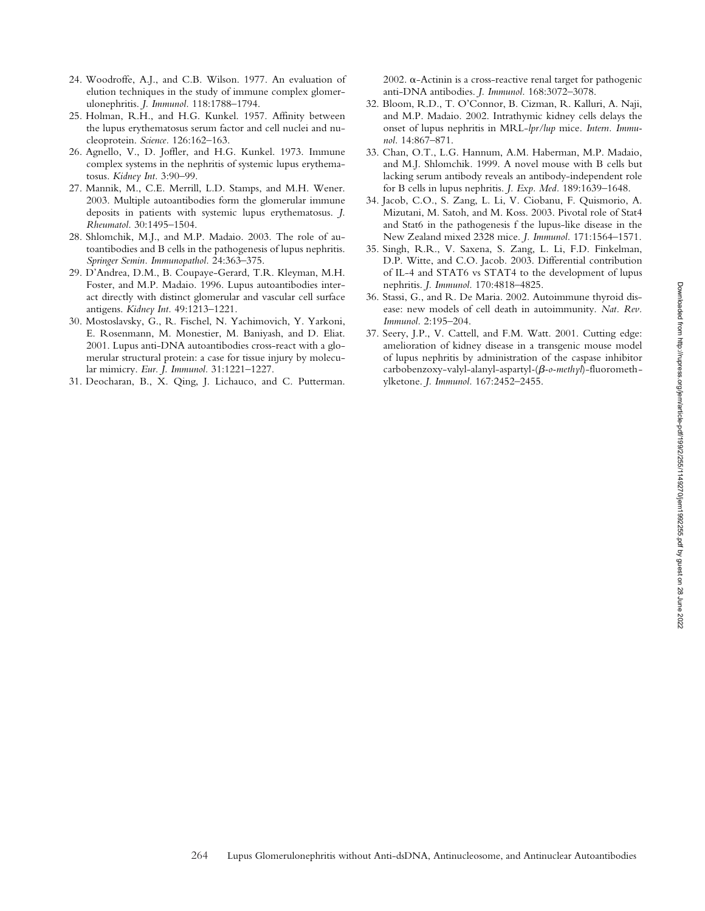24. Woodroffe, A.J., and C.B. Wilson. 1977. An evaluation of elution techniques in the study of immune complex glomerulonephritis. *J. Immunol.* 118:1788–1794.
25. Holman, R.H., and H.G. Kunkel. 1957. Affinity between the lupus erythematosus serum factor and cell nuclei and nucleoprotein. *Science.* 126:162–163.
26. Agnello, V., D. Joffler, and H.G. Kunkel. 1973. Immune complex systems in the nephritis of systemic lupus erythematosus. *Kidney Int.* 3:90–99.
27. Mannik, M., C.E. Merrill, L.D. Stamps, and M.H. Wener. 2003. Multiple autoantibodies form the glomerular immune deposits in patients with systemic lupus erythematosus. *J. Rheumatol.* 30:1495–1504.
28. Shlomchik, M.J., and M.P. Madaio. 2003. The role of autoantibodies and B cells in the pathogenesis of lupus nephritis. *Springer Semin. Immunopathol.* 24:363–375.
29. D'Andrea, D.M., B. Coupaye-Gerard, T.R. Kleyman, M.H. Foster, and M.P. Madaio. 1996. Lupus autoantibodies interact directly with distinct glomerular and vascular cell surface antigens. *Kidney Int.* 49:1213–1221.
30. Mostoslavsky, G., R. Fischel, N. Yachimovich, Y. Yarkoni, E. Rosenmann, M. Monestier, M. Baniyash, and D. Eliat. 2001. Lupus anti-DNA autoantibodies cross-react with a glomerular structural protein: a case for tissue injury by molecular mimicry. *Eur. J. Immunol.* 31:1221–1227.
31. Deocharan, B., X. Qing, J. Lichauco, and C. Putterman. 2002. α-Actinin is a cross-reactive renal target for pathogenic anti-DNA antibodies. *J. Immunol.* 168:3072–3078.
32. Bloom, R.D., T. O'Connor, B. Cizman, R. Kalluri, A. Naji, and M.P. Madaio. 2002. Intrathymic kidney cells delays the onset of lupus nephritis in MRL-*lpr/lup* mice. *Intern. Immunol.* 14:867–871.
33. Chan, O.T., L.G. Hannum, A.M. Haberman, M.P. Madaio, and M.J. Shlomchik. 1999. A novel mouse with B cells but lacking serum antibody reveals an antibody-independent role for B cells in lupus nephritis. *J. Exp. Med.* 189:1639–1648.
34. Jacob, C.O., S. Zang, L. Li, V. Ciobanu, F. Quismorio, A. Mizutani, M. Satoh, and M. Koss. 2003. Pivotal role of Stat4 and Stat6 in the pathogenesis f the lupus-like disease in the New Zealand mixed 2328 mice. *J. Immunol.* 171:1564–1571.
35. Singh, R.R., V. Saxena, S. Zang, L. Li, F.D. Finkelman, D.P. Witte, and C.O. Jacob. 2003. Differential contribution of IL-4 and STAT6 vs STAT4 to the development of lupus nephritis. *J. Immunol.* 170:4818–4825.
36. Stassi, G., and R. De Maria. 2002. Autoimmune thyroid disease: new models of cell death in autoimmunity. *Nat. Rev. Immunol.* 2:195–204.
37. Seery, J.P., V. Cattell, and F.M. Watt. 2001. Cutting edge: amelioration of kidney disease in a transgenic mouse model of lupus nephritis by administration of the caspase inhibitor carbobenzoxy-valyl-alanyl-aspartyl-(*β-o-methyl*)-fluoromethylketone. *J. Immunol.* 167:2452–2455.